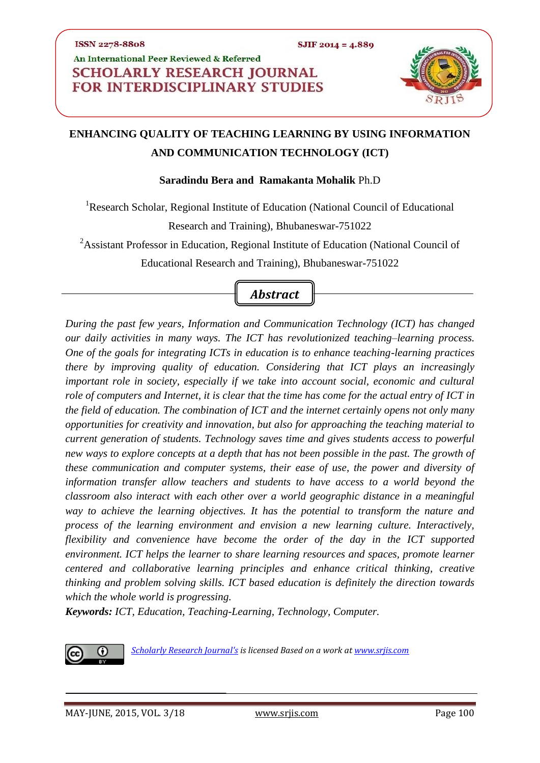ISSN 2278-8808

SJIF 2014 = 4.889

An International Peer Reviewed & Referred

**SCHOLARLY RESEARCH JOURNAL FOR INTERDISCIPLINARY STUDIES**

# ENHANCING QUALITY OF TEACHING LEARNING BY USING INFORMATION AND COMMUNICATION TECHNOLOGY (ICT)

**Saradindu Bera and Ramakanta Mohalik** Ph.D

[1]Research Scholar, Regional Institute of Education (National Council of Educational Research and Training), Bhubaneswar-751022

[2]Assistant Professor in Education, Regional Institute of Education (National Council of Educational Research and Training), Bhubaneswar-751022

## *Abstract*

*During the past few years, Information and Communication Technology (ICT) has changed our daily activities in many ways. The ICT has revolutionized teaching–learning process. One of the goals for integrating ICTs in education is to enhance teaching-learning practices there by improving quality of education. Considering that ICT plays an increasingly important role in society, especially if we take into account social, economic and cultural role of computers and Internet, it is clear that the time has come for the actual entry of ICT in the field of education. The combination of ICT and the internet certainly opens not only many opportunities for creativity and innovation, but also for approaching the teaching material to current generation of students. Technology saves time and gives students access to powerful new ways to explore concepts at a depth that has not been possible in the past. The growth of these communication and computer systems, their ease of use, the power and diversity of information transfer allow teachers and students to have access to a world beyond the classroom also interact with each other over a world geographic distance in a meaningful way to achieve the learning objectives. It has the potential to transform the nature and process of the learning environment and envision a new learning culture. Interactively, flexibility and convenience have become the order of the day in the ICT supported environment. ICT helps the learner to share learning resources and spaces, promote learner centered and collaborative learning principles and enhance critical thinking, creative thinking and problem solving skills. ICT based education is definitely the direction towards which the whole world is progressing.*

***Keywords:*** *ICT, Education, Teaching-Learning, Technology, Computer.*

*Scholarly Research Journal's is licensed Based on a work at www.srjis.com*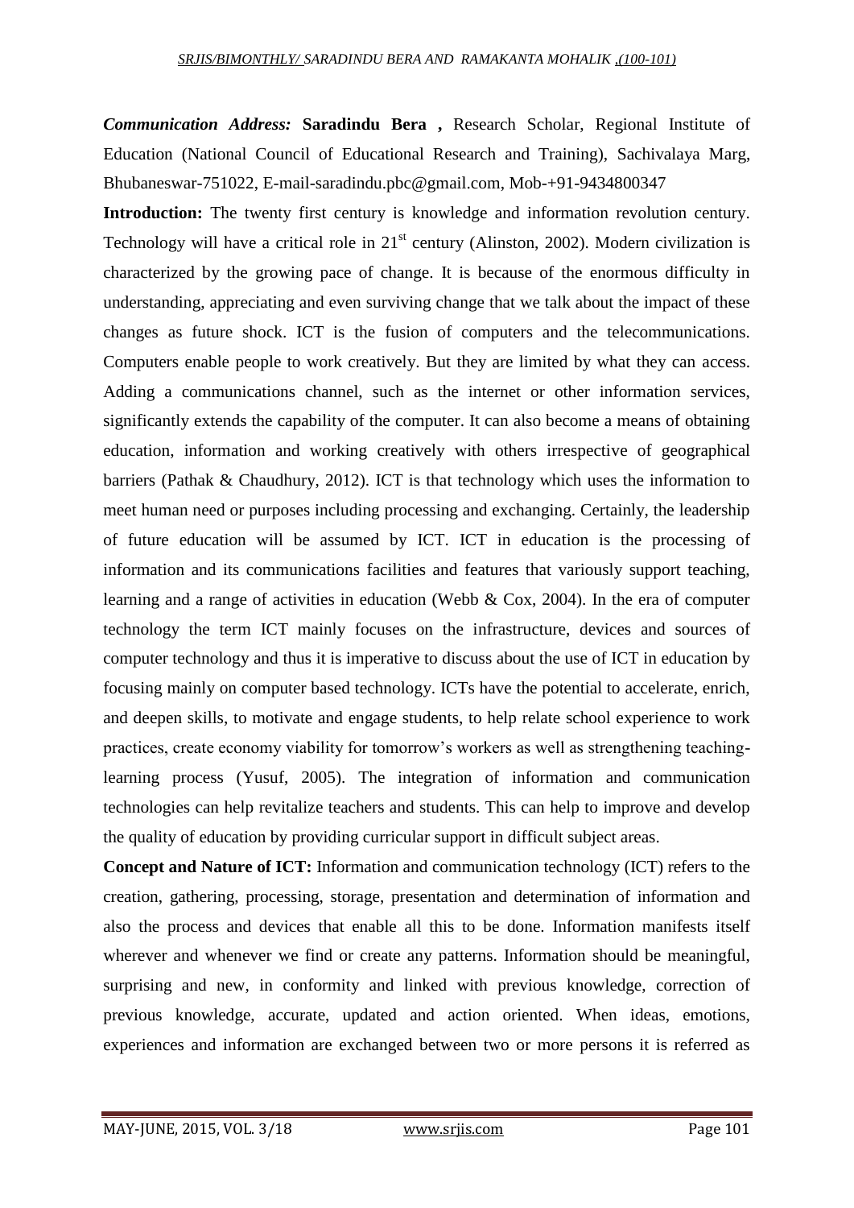***Communication Address:*** **Saradindu Bera ,** Research Scholar, Regional Institute of Education (National Council of Educational Research and Training), Sachivalaya Marg, Bhubaneswar-751022, E-mail-saradindu.pbc@gmail.com, Mob-+91-9434800347

**Introduction:** The twenty first century is knowledge and information revolution century. Technology will have a critical role in 21st century (Alinston, 2002). Modern civilization is characterized by the growing pace of change. It is because of the enormous difficulty in understanding, appreciating and even surviving change that we talk about the impact of these changes as future shock. ICT is the fusion of computers and the telecommunications. Computers enable people to work creatively. But they are limited by what they can access. Adding a communications channel, such as the internet or other information services, significantly extends the capability of the computer. It can also become a means of obtaining education, information and working creatively with others irrespective of geographical barriers (Pathak & Chaudhury, 2012). ICT is that technology which uses the information to meet human need or purposes including processing and exchanging. Certainly, the leadership of future education will be assumed by ICT. ICT in education is the processing of information and its communications facilities and features that variously support teaching, learning and a range of activities in education (Webb & Cox, 2004). In the era of computer technology the term ICT mainly focuses on the infrastructure, devices and sources of computer technology and thus it is imperative to discuss about the use of ICT in education by focusing mainly on computer based technology. ICTs have the potential to accelerate, enrich, and deepen skills, to motivate and engage students, to help relate school experience to work practices, create economy viability for tomorrow's workers as well as strengthening teaching-learning process (Yusuf, 2005). The integration of information and communication technologies can help revitalize teachers and students. This can help to improve and develop the quality of education by providing curricular support in difficult subject areas.

**Concept and Nature of ICT:** Information and communication technology (ICT) refers to the creation, gathering, processing, storage, presentation and determination of information and also the process and devices that enable all this to be done. Information manifests itself wherever and whenever we find or create any patterns. Information should be meaningful, surprising and new, in conformity and linked with previous knowledge, correction of previous knowledge, accurate, updated and action oriented. When ideas, emotions, experiences and information are exchanged between two or more persons it is referred as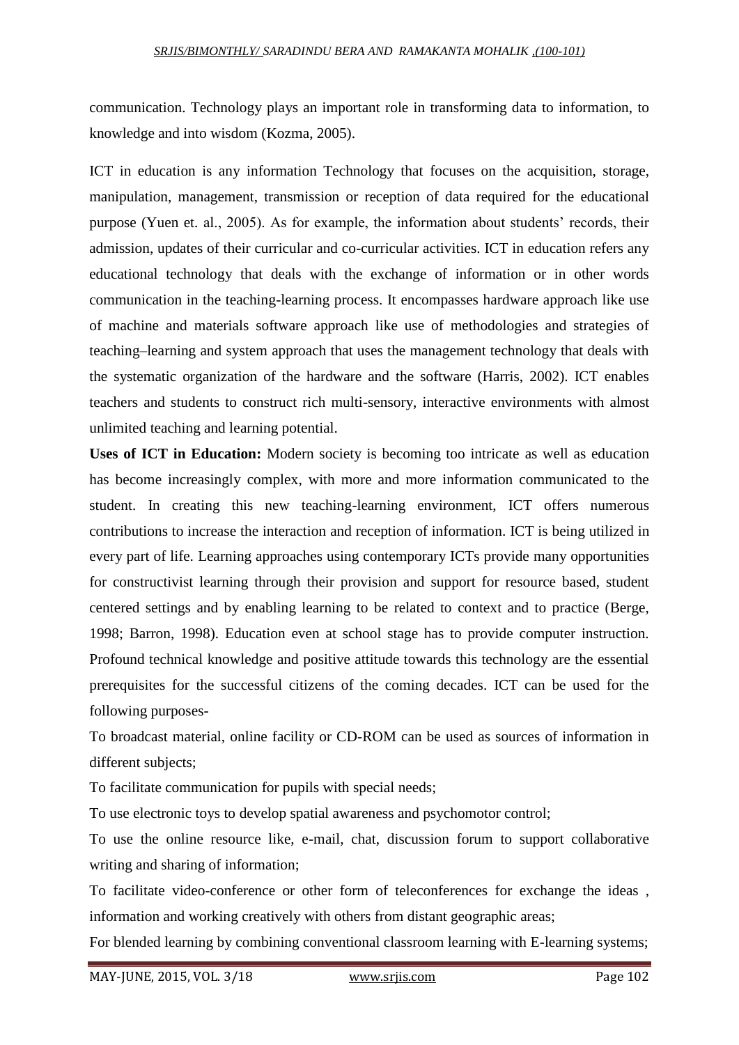communication. Technology plays an important role in transforming data to information, to knowledge and into wisdom (Kozma, 2005).

ICT in education is any information Technology that focuses on the acquisition, storage, manipulation, management, transmission or reception of data required for the educational purpose (Yuen et. al., 2005). As for example, the information about students' records, their admission, updates of their curricular and co-curricular activities. ICT in education refers any educational technology that deals with the exchange of information or in other words communication in the teaching-learning process. It encompasses hardware approach like use of machine and materials software approach like use of methodologies and strategies of teaching–learning and system approach that uses the management technology that deals with the systematic organization of the hardware and the software (Harris, 2002). ICT enables teachers and students to construct rich multi-sensory, interactive environments with almost unlimited teaching and learning potential.

**Uses of ICT in Education:** Modern society is becoming too intricate as well as education has become increasingly complex, with more and more information communicated to the student. In creating this new teaching-learning environment, ICT offers numerous contributions to increase the interaction and reception of information. ICT is being utilized in every part of life. Learning approaches using contemporary ICTs provide many opportunities for constructivist learning through their provision and support for resource based, student centered settings and by enabling learning to be related to context and to practice (Berge, 1998; Barron, 1998). Education even at school stage has to provide computer instruction. Profound technical knowledge and positive attitude towards this technology are the essential prerequisites for the successful citizens of the coming decades. ICT can be used for the following purposes-

To broadcast material, online facility or CD-ROM can be used as sources of information in different subjects;

To facilitate communication for pupils with special needs;

To use electronic toys to develop spatial awareness and psychomotor control;

To use the online resource like, e-mail, chat, discussion forum to support collaborative writing and sharing of information;

To facilitate video-conference or other form of teleconferences for exchange the ideas , information and working creatively with others from distant geographic areas;

For blended learning by combining conventional classroom learning with E-learning systems;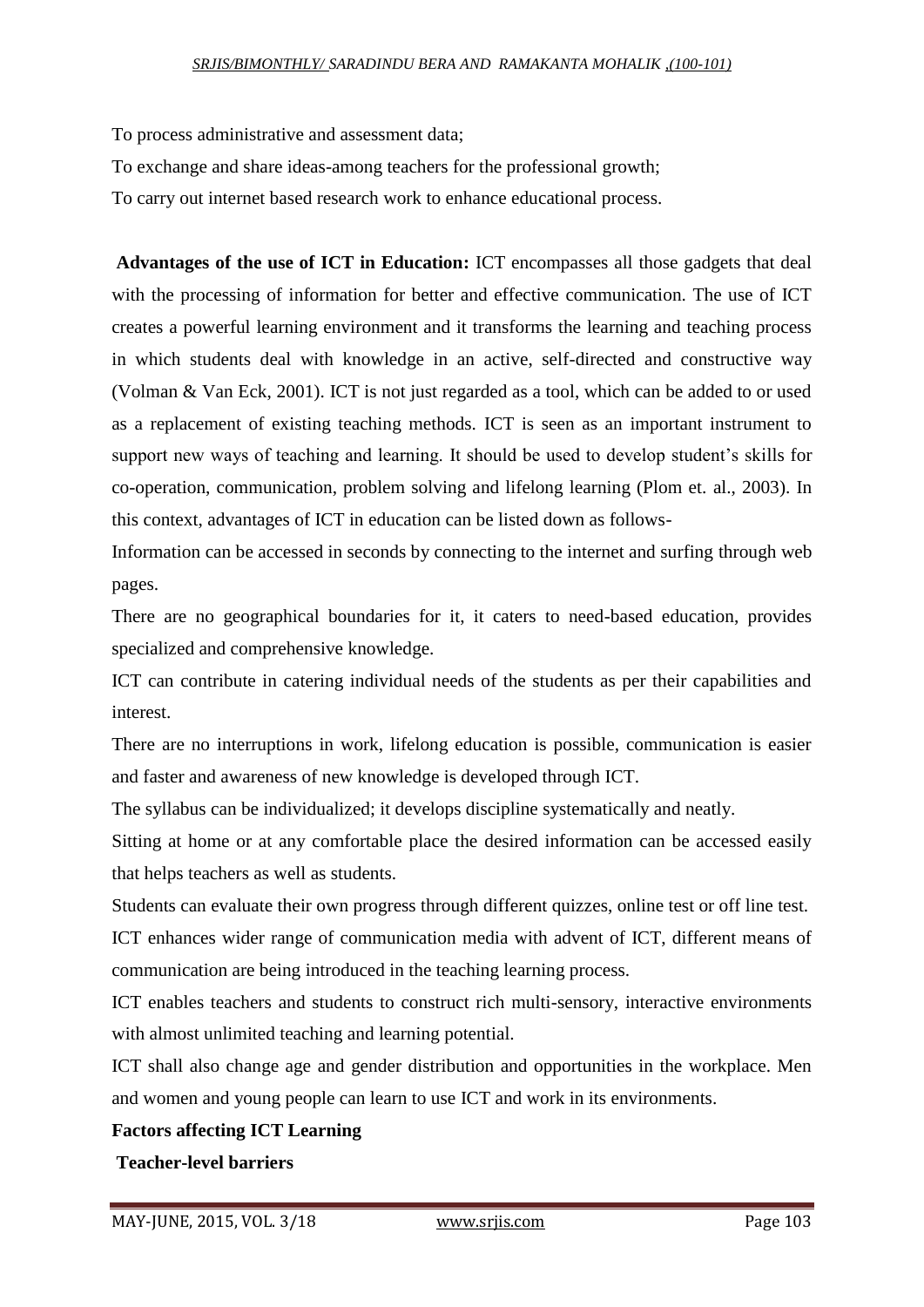To process administrative and assessment data;

To exchange and share ideas-among teachers for the professional growth;

To carry out internet based research work to enhance educational process.

**Advantages of the use of ICT in Education:** ICT encompasses all those gadgets that deal with the processing of information for better and effective communication. The use of ICT creates a powerful learning environment and it transforms the learning and teaching process in which students deal with knowledge in an active, self-directed and constructive way (Volman & Van Eck, 2001). ICT is not just regarded as a tool, which can be added to or used as a replacement of existing teaching methods. ICT is seen as an important instrument to support new ways of teaching and learning. It should be used to develop student's skills for co-operation, communication, problem solving and lifelong learning (Plom et. al., 2003). In this context, advantages of ICT in education can be listed down as follows-

Information can be accessed in seconds by connecting to the internet and surfing through web pages.

There are no geographical boundaries for it, it caters to need-based education, provides specialized and comprehensive knowledge.

ICT can contribute in catering individual needs of the students as per their capabilities and interest.

There are no interruptions in work, lifelong education is possible, communication is easier and faster and awareness of new knowledge is developed through ICT.

The syllabus can be individualized; it develops discipline systematically and neatly.

Sitting at home or at any comfortable place the desired information can be accessed easily that helps teachers as well as students.

Students can evaluate their own progress through different quizzes, online test or off line test.

ICT enhances wider range of communication media with advent of ICT, different means of communication are being introduced in the teaching learning process.

ICT enables teachers and students to construct rich multi-sensory, interactive environments with almost unlimited teaching and learning potential.

ICT shall also change age and gender distribution and opportunities in the workplace. Men and women and young people can learn to use ICT and work in its environments.

**Factors affecting ICT Learning**

**Teacher-level barriers**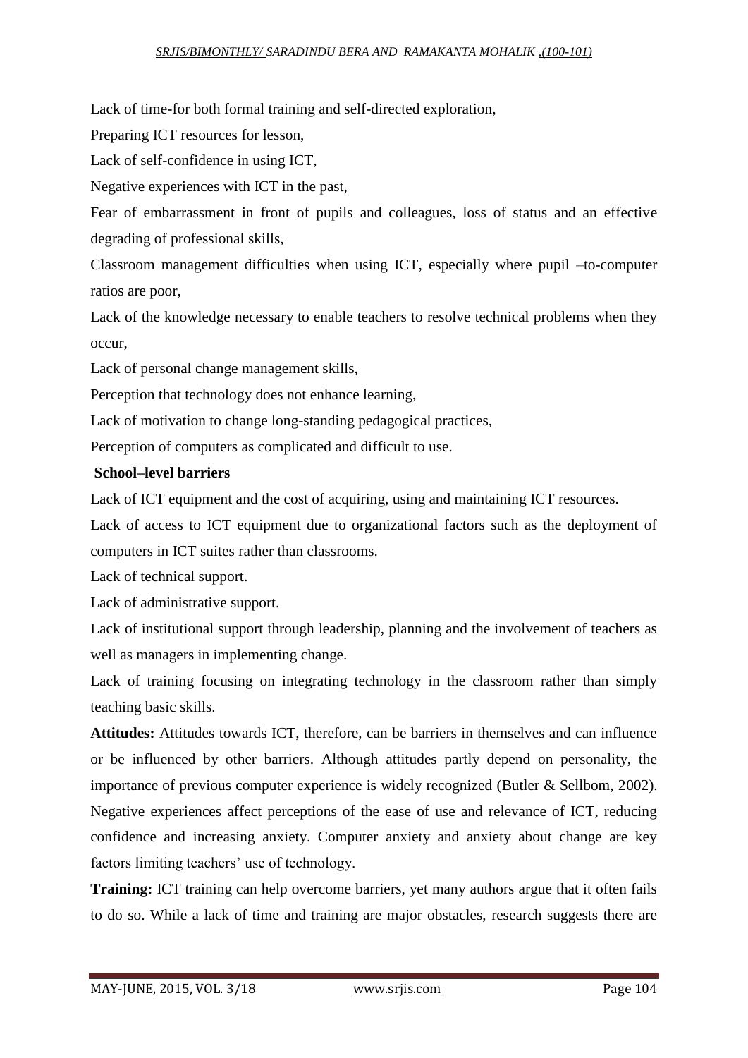Lack of time-for both formal training and self-directed exploration,

Preparing ICT resources for lesson,

Lack of self-confidence in using ICT,

Negative experiences with ICT in the past,

Fear of embarrassment in front of pupils and colleagues, loss of status and an effective degrading of professional skills,

Classroom management difficulties when using ICT, especially where pupil –to-computer ratios are poor,

Lack of the knowledge necessary to enable teachers to resolve technical problems when they occur,

Lack of personal change management skills,

Perception that technology does not enhance learning,

Lack of motivation to change long-standing pedagogical practices,

Perception of computers as complicated and difficult to use.

**School–level barriers**

Lack of ICT equipment and the cost of acquiring, using and maintaining ICT resources.

Lack of access to ICT equipment due to organizational factors such as the deployment of computers in ICT suites rather than classrooms.

Lack of technical support.

Lack of administrative support.

Lack of institutional support through leadership, planning and the involvement of teachers as well as managers in implementing change.

Lack of training focusing on integrating technology in the classroom rather than simply teaching basic skills.

**Attitudes:** Attitudes towards ICT, therefore, can be barriers in themselves and can influence or be influenced by other barriers. Although attitudes partly depend on personality, the importance of previous computer experience is widely recognized (Butler & Sellbom, 2002). Negative experiences affect perceptions of the ease of use and relevance of ICT, reducing confidence and increasing anxiety. Computer anxiety and anxiety about change are key factors limiting teachers' use of technology.

**Training:** ICT training can help overcome barriers, yet many authors argue that it often fails to do so. While a lack of time and training are major obstacles, research suggests there are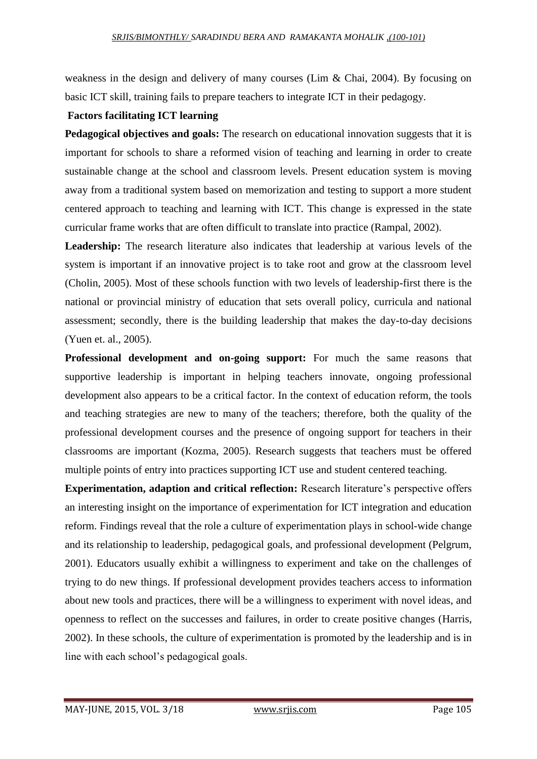weakness in the design and delivery of many courses (Lim & Chai, 2004). By focusing on basic ICT skill, training fails to prepare teachers to integrate ICT in their pedagogy.

### Factors facilitating ICT learning

**Pedagogical objectives and goals:** The research on educational innovation suggests that it is important for schools to share a reformed vision of teaching and learning in order to create sustainable change at the school and classroom levels. Present education system is moving away from a traditional system based on memorization and testing to support a more student centered approach to teaching and learning with ICT. This change is expressed in the state curricular frame works that are often difficult to translate into practice (Rampal, 2002).

**Leadership:** The research literature also indicates that leadership at various levels of the system is important if an innovative project is to take root and grow at the classroom level (Cholin, 2005). Most of these schools function with two levels of leadership-first there is the national or provincial ministry of education that sets overall policy, curricula and national assessment; secondly, there is the building leadership that makes the day-to-day decisions (Yuen et. al., 2005).

**Professional development and on-going support:** For much the same reasons that supportive leadership is important in helping teachers innovate, ongoing professional development also appears to be a critical factor. In the context of education reform, the tools and teaching strategies are new to many of the teachers; therefore, both the quality of the professional development courses and the presence of ongoing support for teachers in their classrooms are important (Kozma, 2005). Research suggests that teachers must be offered multiple points of entry into practices supporting ICT use and student centered teaching.

**Experimentation, adaption and critical reflection:** Research literature's perspective offers an interesting insight on the importance of experimentation for ICT integration and education reform. Findings reveal that the role a culture of experimentation plays in school-wide change and its relationship to leadership, pedagogical goals, and professional development (Pelgrum, 2001). Educators usually exhibit a willingness to experiment and take on the challenges of trying to do new things. If professional development provides teachers access to information about new tools and practices, there will be a willingness to experiment with novel ideas, and openness to reflect on the successes and failures, in order to create positive changes (Harris, 2002). In these schools, the culture of experimentation is promoted by the leadership and is in line with each school's pedagogical goals.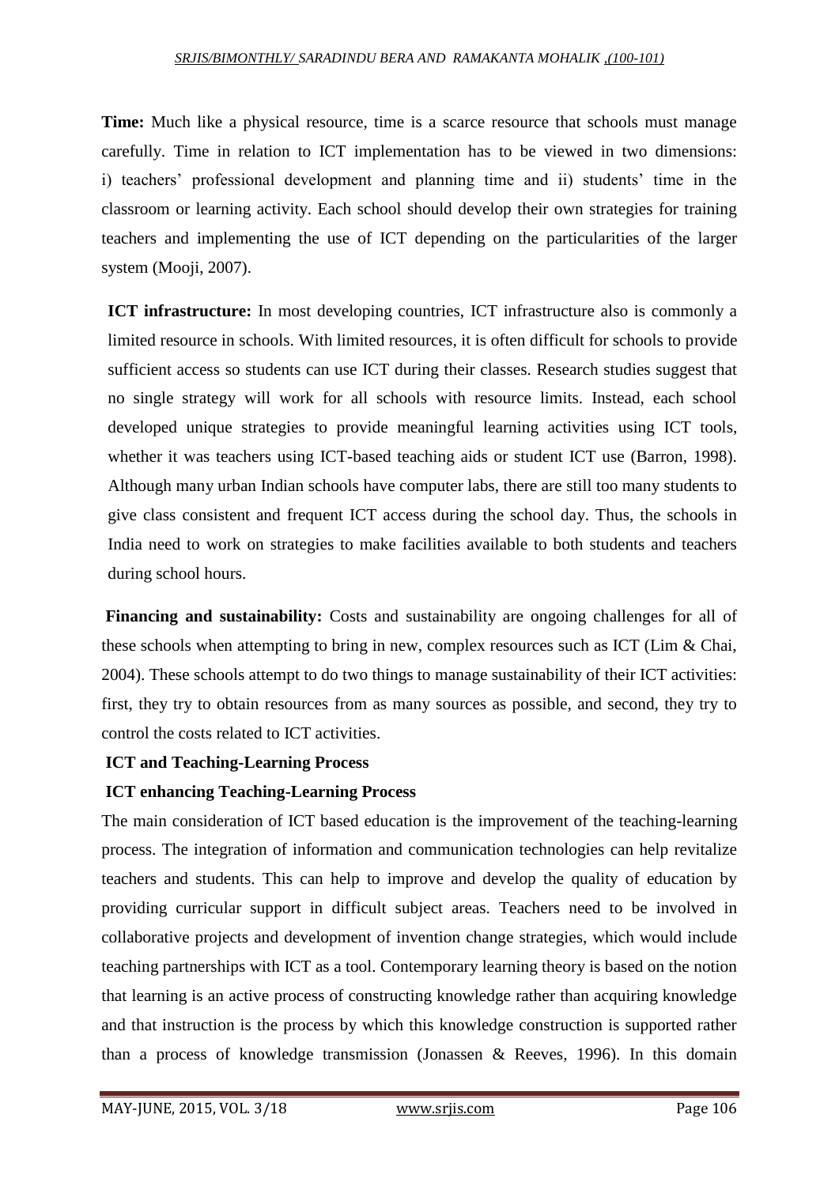**Time:** Much like a physical resource, time is a scarce resource that schools must manage carefully. Time in relation to ICT implementation has to be viewed in two dimensions: i) teachers' professional development and planning time and ii) students' time in the classroom or learning activity. Each school should develop their own strategies for training teachers and implementing the use of ICT depending on the particularities of the larger system (Mooji, 2007).

**ICT infrastructure:** In most developing countries, ICT infrastructure also is commonly a limited resource in schools. With limited resources, it is often difficult for schools to provide sufficient access so students can use ICT during their classes. Research studies suggest that no single strategy will work for all schools with resource limits. Instead, each school developed unique strategies to provide meaningful learning activities using ICT tools, whether it was teachers using ICT-based teaching aids or student ICT use (Barron, 1998). Although many urban Indian schools have computer labs, there are still too many students to give class consistent and frequent ICT access during the school day. Thus, the schools in India need to work on strategies to make facilities available to both students and teachers during school hours.

**Financing and sustainability:** Costs and sustainability are ongoing challenges for all of these schools when attempting to bring in new, complex resources such as ICT (Lim & Chai, 2004). These schools attempt to do two things to manage sustainability of their ICT activities: first, they try to obtain resources from as many sources as possible, and second, they try to control the costs related to ICT activities.

**ICT and Teaching-Learning Process**

**ICT enhancing Teaching-Learning Process**

The main consideration of ICT based education is the improvement of the teaching-learning process. The integration of information and communication technologies can help revitalize teachers and students. This can help to improve and develop the quality of education by providing curricular support in difficult subject areas. Teachers need to be involved in collaborative projects and development of invention change strategies, which would include teaching partnerships with ICT as a tool. Contemporary learning theory is based on the notion that learning is an active process of constructing knowledge rather than acquiring knowledge and that instruction is the process by which this knowledge construction is supported rather than a process of knowledge transmission (Jonassen & Reeves, 1996). In this domain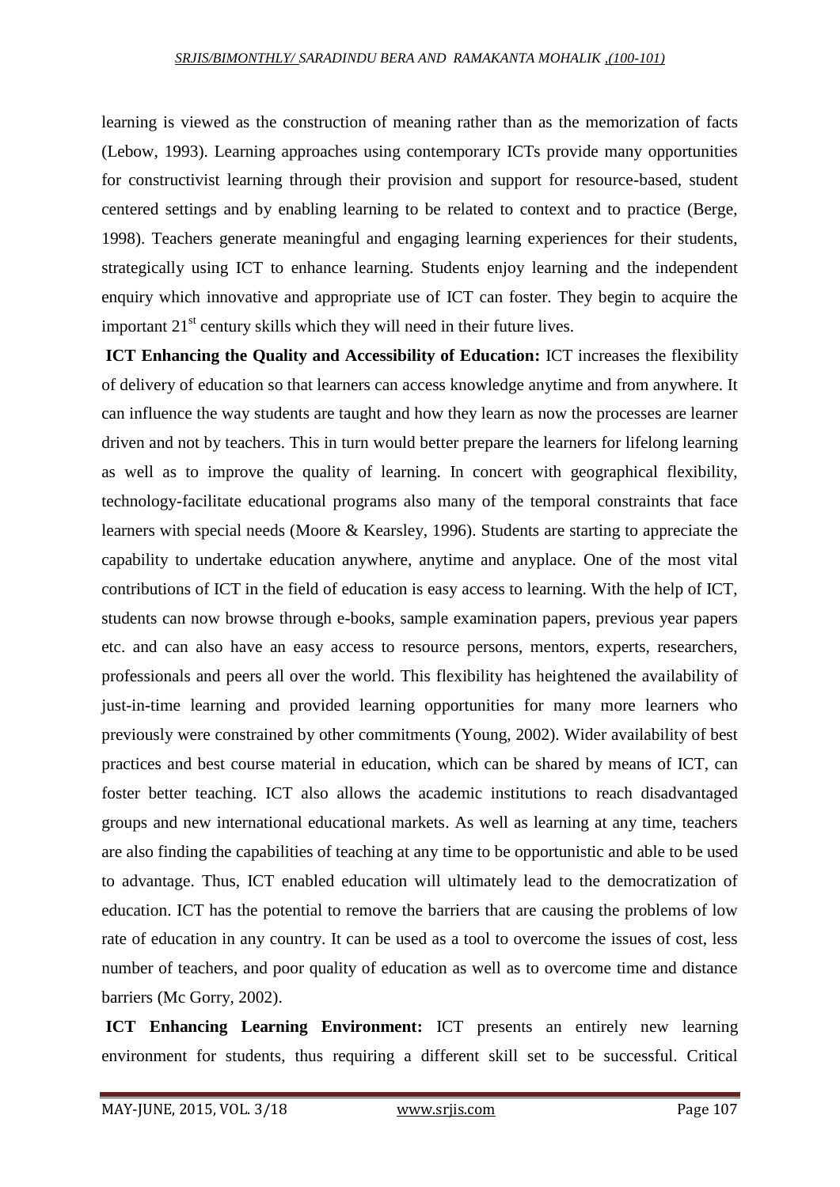learning is viewed as the construction of meaning rather than as the memorization of facts (Lebow, 1993). Learning approaches using contemporary ICTs provide many opportunities for constructivist learning through their provision and support for resource-based, student centered settings and by enabling learning to be related to context and to practice (Berge, 1998). Teachers generate meaningful and engaging learning experiences for their students, strategically using ICT to enhance learning. Students enjoy learning and the independent enquiry which innovative and appropriate use of ICT can foster. They begin to acquire the important 21st century skills which they will need in their future lives.

**ICT Enhancing the Quality and Accessibility of Education:** ICT increases the flexibility of delivery of education so that learners can access knowledge anytime and from anywhere. It can influence the way students are taught and how they learn as now the processes are learner driven and not by teachers. This in turn would better prepare the learners for lifelong learning as well as to improve the quality of learning. In concert with geographical flexibility, technology-facilitate educational programs also many of the temporal constraints that face learners with special needs (Moore & Kearsley, 1996). Students are starting to appreciate the capability to undertake education anywhere, anytime and anyplace. One of the most vital contributions of ICT in the field of education is easy access to learning. With the help of ICT, students can now browse through e-books, sample examination papers, previous year papers etc. and can also have an easy access to resource persons, mentors, experts, researchers, professionals and peers all over the world. This flexibility has heightened the availability of just-in-time learning and provided learning opportunities for many more learners who previously were constrained by other commitments (Young, 2002). Wider availability of best practices and best course material in education, which can be shared by means of ICT, can foster better teaching. ICT also allows the academic institutions to reach disadvantaged groups and new international educational markets. As well as learning at any time, teachers are also finding the capabilities of teaching at any time to be opportunistic and able to be used to advantage. Thus, ICT enabled education will ultimately lead to the democratization of education. ICT has the potential to remove the barriers that are causing the problems of low rate of education in any country. It can be used as a tool to overcome the issues of cost, less number of teachers, and poor quality of education as well as to overcome time and distance barriers (Mc Gorry, 2002).

**ICT Enhancing Learning Environment:** ICT presents an entirely new learning environment for students, thus requiring a different skill set to be successful. Critical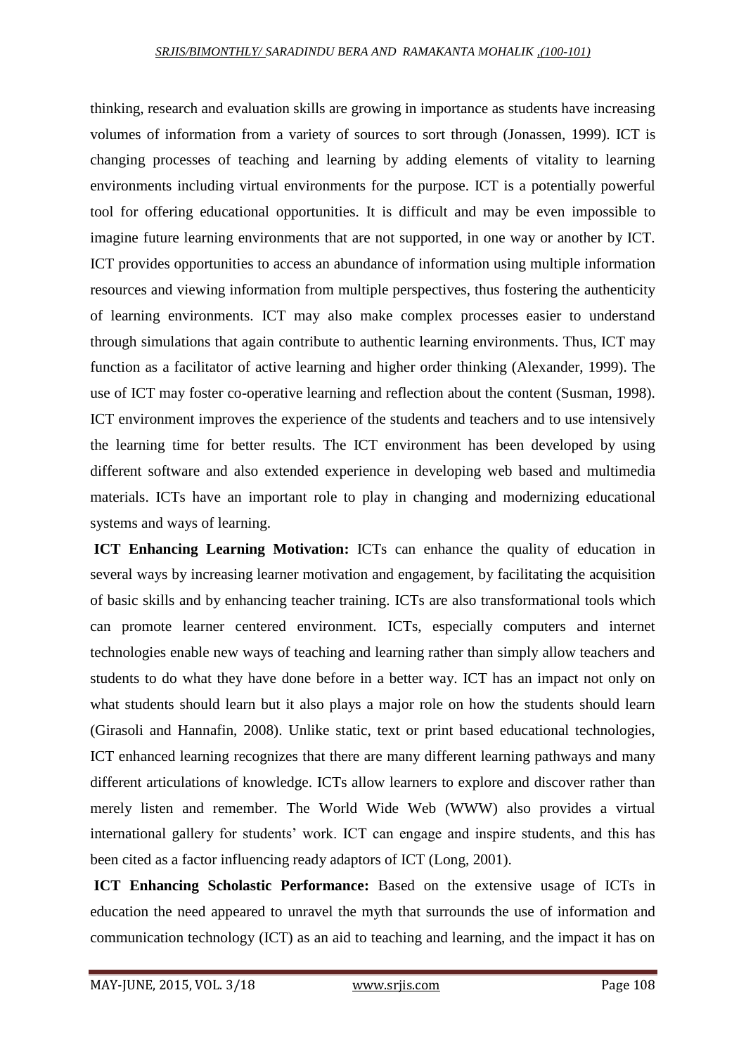thinking, research and evaluation skills are growing in importance as students have increasing volumes of information from a variety of sources to sort through (Jonassen, 1999). ICT is changing processes of teaching and learning by adding elements of vitality to learning environments including virtual environments for the purpose. ICT is a potentially powerful tool for offering educational opportunities. It is difficult and may be even impossible to imagine future learning environments that are not supported, in one way or another by ICT. ICT provides opportunities to access an abundance of information using multiple information resources and viewing information from multiple perspectives, thus fostering the authenticity of learning environments. ICT may also make complex processes easier to understand through simulations that again contribute to authentic learning environments. Thus, ICT may function as a facilitator of active learning and higher order thinking (Alexander, 1999). The use of ICT may foster co-operative learning and reflection about the content (Susman, 1998). ICT environment improves the experience of the students and teachers and to use intensively the learning time for better results. The ICT environment has been developed by using different software and also extended experience in developing web based and multimedia materials. ICTs have an important role to play in changing and modernizing educational systems and ways of learning.

**ICT Enhancing Learning Motivation:** ICTs can enhance the quality of education in several ways by increasing learner motivation and engagement, by facilitating the acquisition of basic skills and by enhancing teacher training. ICTs are also transformational tools which can promote learner centered environment. ICTs, especially computers and internet technologies enable new ways of teaching and learning rather than simply allow teachers and students to do what they have done before in a better way. ICT has an impact not only on what students should learn but it also plays a major role on how the students should learn (Girasoli and Hannafin, 2008). Unlike static, text or print based educational technologies, ICT enhanced learning recognizes that there are many different learning pathways and many different articulations of knowledge. ICTs allow learners to explore and discover rather than merely listen and remember. The World Wide Web (WWW) also provides a virtual international gallery for students' work. ICT can engage and inspire students, and this has been cited as a factor influencing ready adaptors of ICT (Long, 2001).

**ICT Enhancing Scholastic Performance:** Based on the extensive usage of ICTs in education the need appeared to unravel the myth that surrounds the use of information and communication technology (ICT) as an aid to teaching and learning, and the impact it has on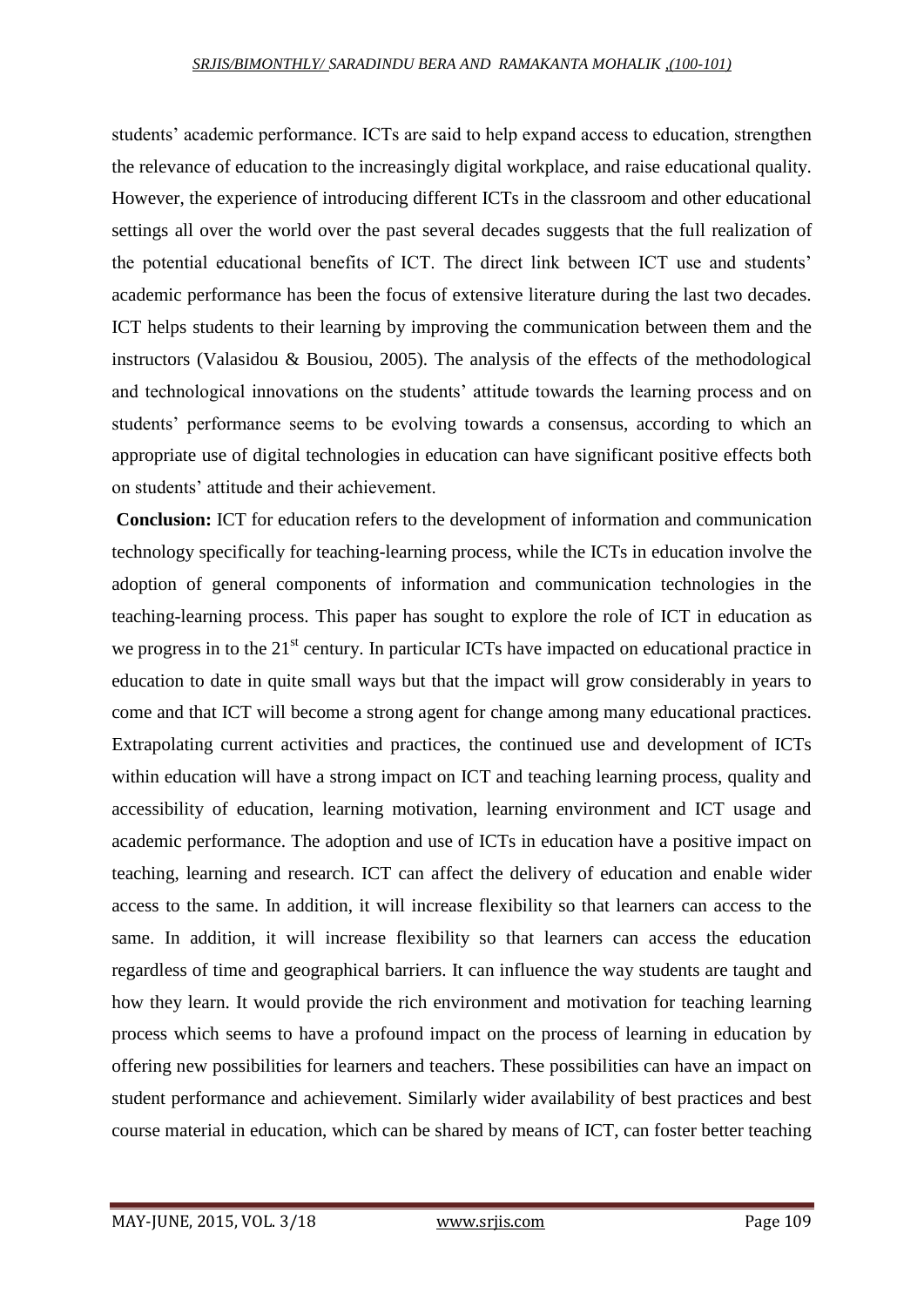students' academic performance. ICTs are said to help expand access to education, strengthen the relevance of education to the increasingly digital workplace, and raise educational quality. However, the experience of introducing different ICTs in the classroom and other educational settings all over the world over the past several decades suggests that the full realization of the potential educational benefits of ICT. The direct link between ICT use and students' academic performance has been the focus of extensive literature during the last two decades. ICT helps students to their learning by improving the communication between them and the instructors (Valasidou & Bousiou, 2005). The analysis of the effects of the methodological and technological innovations on the students' attitude towards the learning process and on students' performance seems to be evolving towards a consensus, according to which an appropriate use of digital technologies in education can have significant positive effects both on students' attitude and their achievement.

**Conclusion:** ICT for education refers to the development of information and communication technology specifically for teaching-learning process, while the ICTs in education involve the adoption of general components of information and communication technologies in the teaching-learning process. This paper has sought to explore the role of ICT in education as we progress in to the 21st century. In particular ICTs have impacted on educational practice in education to date in quite small ways but that the impact will grow considerably in years to come and that ICT will become a strong agent for change among many educational practices. Extrapolating current activities and practices, the continued use and development of ICTs within education will have a strong impact on ICT and teaching learning process, quality and accessibility of education, learning motivation, learning environment and ICT usage and academic performance. The adoption and use of ICTs in education have a positive impact on teaching, learning and research. ICT can affect the delivery of education and enable wider access to the same. In addition, it will increase flexibility so that learners can access to the same. In addition, it will increase flexibility so that learners can access the education regardless of time and geographical barriers. It can influence the way students are taught and how they learn. It would provide the rich environment and motivation for teaching learning process which seems to have a profound impact on the process of learning in education by offering new possibilities for learners and teachers. These possibilities can have an impact on student performance and achievement. Similarly wider availability of best practices and best course material in education, which can be shared by means of ICT, can foster better teaching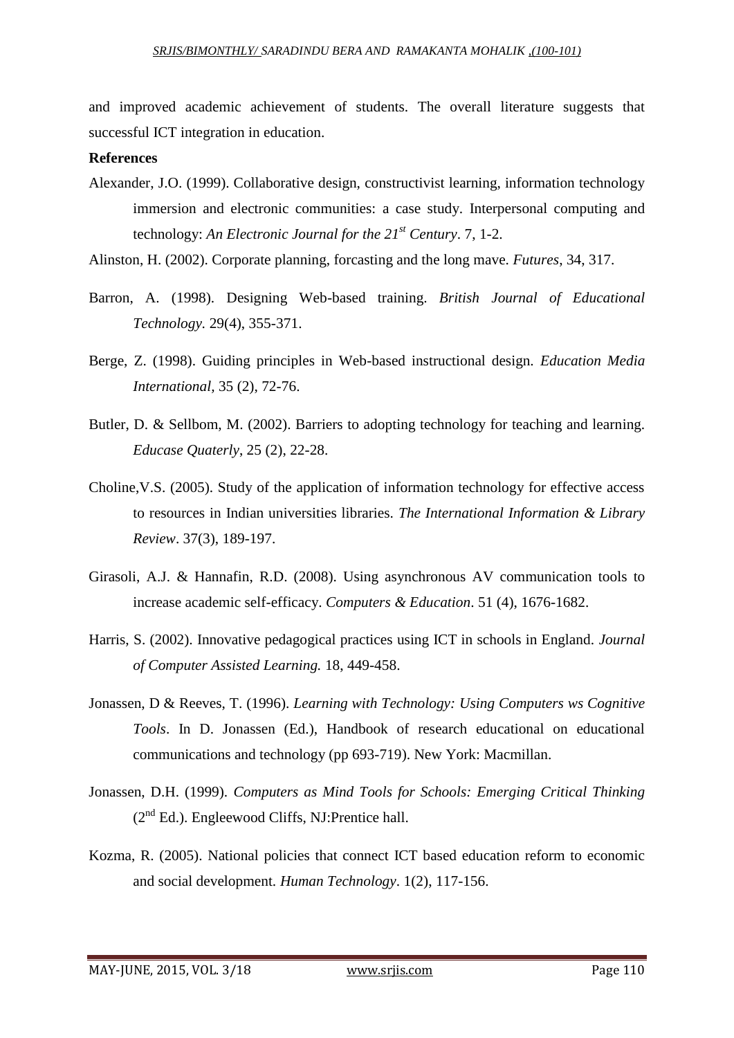and improved academic achievement of students. The overall literature suggests that successful ICT integration in education.

**References**

Alexander, J.O. (1999). Collaborative design, constructivist learning, information technology immersion and electronic communities: a case study. Interpersonal computing and technology: *An Electronic Journal for the 21st Century*. 7, 1-2.

Alinston, H. (2002). Corporate planning, forcasting and the long mave. *Futures*, 34, 317.

Barron, A. (1998). Designing Web-based training. *British Journal of Educational Technology.* 29(4), 355-371.

Berge, Z. (1998). Guiding principles in Web-based instructional design. *Education Media International*, 35 (2), 72-76.

Butler, D. & Sellbom, M. (2002). Barriers to adopting technology for teaching and learning. *Educase Quaterly*, 25 (2), 22-28.

Choline,V.S. (2005). Study of the application of information technology for effective access to resources in Indian universities libraries. *The International Information & Library Review*. 37(3), 189-197.

Girasoli, A.J. & Hannafin, R.D. (2008). Using asynchronous AV communication tools to increase academic self-efficacy. *Computers & Education*. 51 (4), 1676-1682.

Harris, S. (2002). Innovative pedagogical practices using ICT in schools in England. *Journal of Computer Assisted Learning.* 18, 449-458.

Jonassen, D & Reeves, T. (1996). *Learning with Technology: Using Computers ws Cognitive Tools*. In D. Jonassen (Ed.), Handbook of research educational on educational communications and technology (pp 693-719). New York: Macmillan.

Jonassen, D.H. (1999). *Computers as Mind Tools for Schools: Emerging Critical Thinking* (2nd Ed.). Engleewood Cliffs, NJ:Prentice hall.

Kozma, R. (2005). National policies that connect ICT based education reform to economic and social development. *Human Technology*. 1(2), 117-156.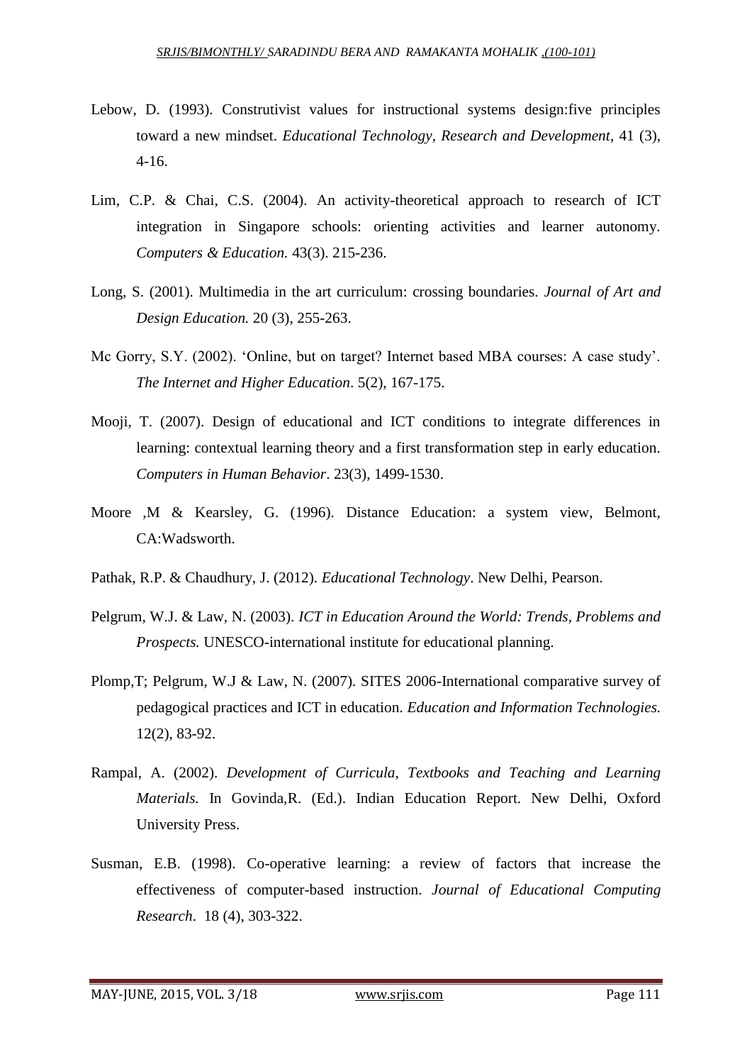Lebow, D. (1993). Construtivist values for instructional systems design:five principles toward a new mindset. *Educational Technology, Research and Development*, 41 (3), 4-16.

Lim, C.P. & Chai, C.S. (2004). An activity-theoretical approach to research of ICT integration in Singapore schools: orienting activities and learner autonomy. *Computers & Education.* 43(3). 215-236.

Long, S. (2001). Multimedia in the art curriculum: crossing boundaries. *Journal of Art and Design Education.* 20 (3), 255-263.

Mc Gorry, S.Y. (2002). 'Online, but on target? Internet based MBA courses: A case study'. *The Internet and Higher Education*. 5(2), 167-175.

Mooji, T. (2007). Design of educational and ICT conditions to integrate differences in learning: contextual learning theory and a first transformation step in early education. *Computers in Human Behavior*. 23(3), 1499-1530.

Moore ,M & Kearsley, G. (1996). Distance Education: a system view, Belmont, CA:Wadsworth.

Pathak, R.P. & Chaudhury, J. (2012). *Educational Technology*. New Delhi, Pearson.

Pelgrum, W.J. & Law, N. (2003). *ICT in Education Around the World: Trends, Problems and Prospects.* UNESCO-international institute for educational planning.

Plomp,T; Pelgrum, W.J & Law, N. (2007). SITES 2006-International comparative survey of pedagogical practices and ICT in education. *Education and Information Technologies.* 12(2), 83-92.

Rampal, A. (2002). *Development of Curricula, Textbooks and Teaching and Learning Materials.* In Govinda,R. (Ed.). Indian Education Report. New Delhi, Oxford University Press.

Susman, E.B. (1998). Co-operative learning: a review of factors that increase the effectiveness of computer-based instruction. *Journal of Educational Computing Research*. 18 (4), 303-322.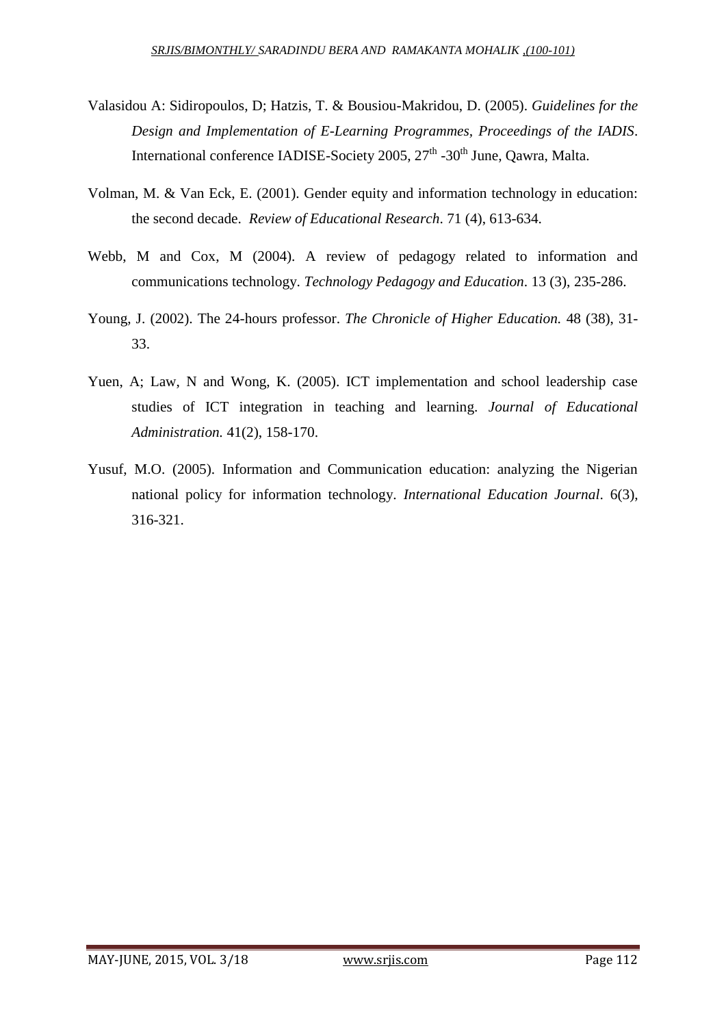Valasidou A: Sidiropoulos, D; Hatzis, T. & Bousiou-Makridou, D. (2005). *Guidelines for the Design and Implementation of E-Learning Programmes, Proceedings of the IADIS*. International conference IADISE-Society 2005, 27th -30th June, Qawra, Malta.

Volman, M. & Van Eck, E. (2001). Gender equity and information technology in education: the second decade. *Review of Educational Research*. 71 (4), 613-634.

Webb, M and Cox, M (2004). A review of pedagogy related to information and communications technology. *Technology Pedagogy and Education*. 13 (3), 235-286.

Young, J. (2002). The 24-hours professor. *The Chronicle of Higher Education.* 48 (38), 31-33.

Yuen, A; Law, N and Wong, K. (2005). ICT implementation and school leadership case studies of ICT integration in teaching and learning. *Journal of Educational Administration.* 41(2), 158-170.

Yusuf, M.O. (2005). Information and Communication education: analyzing the Nigerian national policy for information technology. *International Education Journal*. 6(3), 316-321.